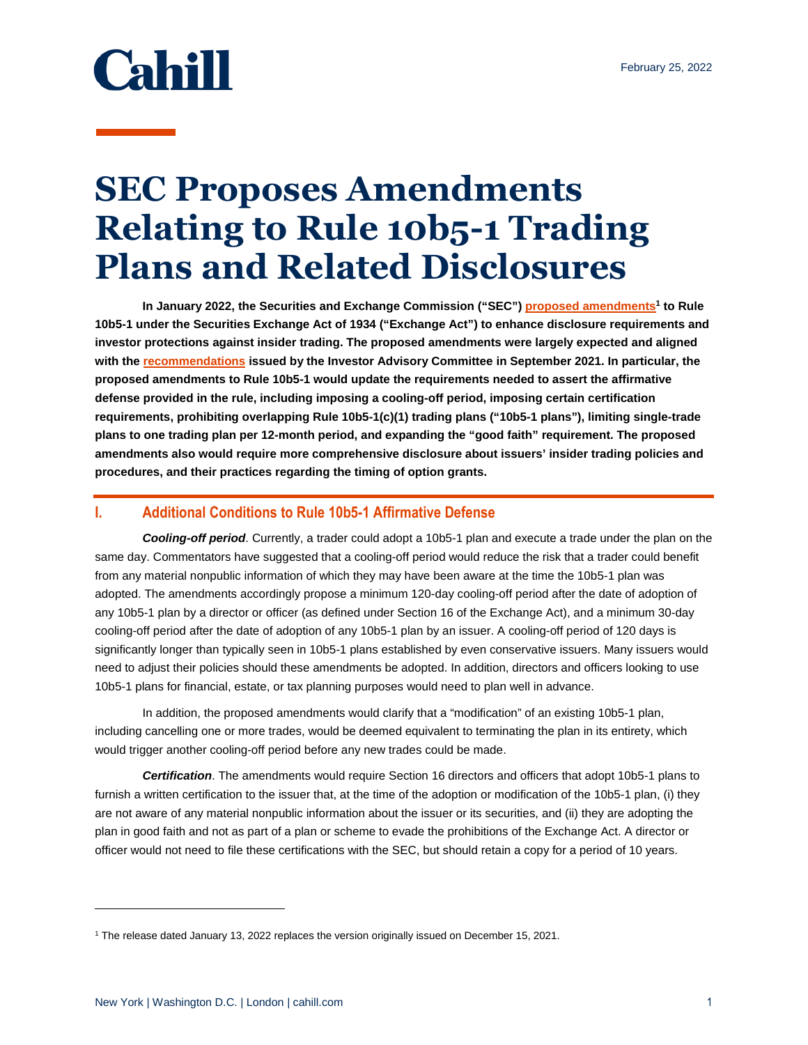# SEC Proposes Amendments Relating to Rule 10b5-1 Trading Plans and Related Disclosures

**In January 2022, the Securities and Exchange Commission ("SEC") proposed amendments[1] to Rule 10b5-1 under the Securities Exchange Act of 1934 ("Exchange Act") to enhance disclosure requirements and investor protections against insider trading. The proposed amendments were largely expected and aligned with the recommendations issued by the Investor Advisory Committee in September 2021. In particular, the proposed amendments to Rule 10b5-1 would update the requirements needed to assert the affirmative defense provided in the rule, including imposing a cooling-off period, imposing certain certification requirements, prohibiting overlapping Rule 10b5-1(c)(1) trading plans ("10b5-1 plans"), limiting single-trade plans to one trading plan per 12-month period, and expanding the "good faith" requirement. The proposed amendments also would require more comprehensive disclosure about issuers' insider trading policies and procedures, and their practices regarding the timing of option grants.**

## I. Additional Conditions to Rule 10b5-1 Affirmative Defense

***Cooling-off period***. Currently, a trader could adopt a 10b5-1 plan and execute a trade under the plan on the same day. Commentators have suggested that a cooling-off period would reduce the risk that a trader could benefit from any material nonpublic information of which they may have been aware at the time the 10b5-1 plan was adopted. The amendments accordingly propose a minimum 120-day cooling-off period after the date of adoption of any 10b5-1 plan by a director or officer (as defined under Section 16 of the Exchange Act), and a minimum 30-day cooling-off period after the date of adoption of any 10b5-1 plan by an issuer. A cooling-off period of 120 days is significantly longer than typically seen in 10b5-1 plans established by even conservative issuers. Many issuers would need to adjust their policies should these amendments be adopted. In addition, directors and officers looking to use 10b5-1 plans for financial, estate, or tax planning purposes would need to plan well in advance.

In addition, the proposed amendments would clarify that a "modification" of an existing 10b5-1 plan, including cancelling one or more trades, would be deemed equivalent to terminating the plan in its entirety, which would trigger another cooling-off period before any new trades could be made.

***Certification***. The amendments would require Section 16 directors and officers that adopt 10b5-1 plans to furnish a written certification to the issuer that, at the time of the adoption or modification of the 10b5-1 plan, (i) they are not aware of any material nonpublic information about the issuer or its securities, and (ii) they are adopting the plan in good faith and not as part of a plan or scheme to evade the prohibitions of the Exchange Act. A director or officer would not need to file these certifications with the SEC, but should retain a copy for a period of 10 years.

---

[1] The release dated January 13, 2022 replaces the version originally issued on December 15, 2021.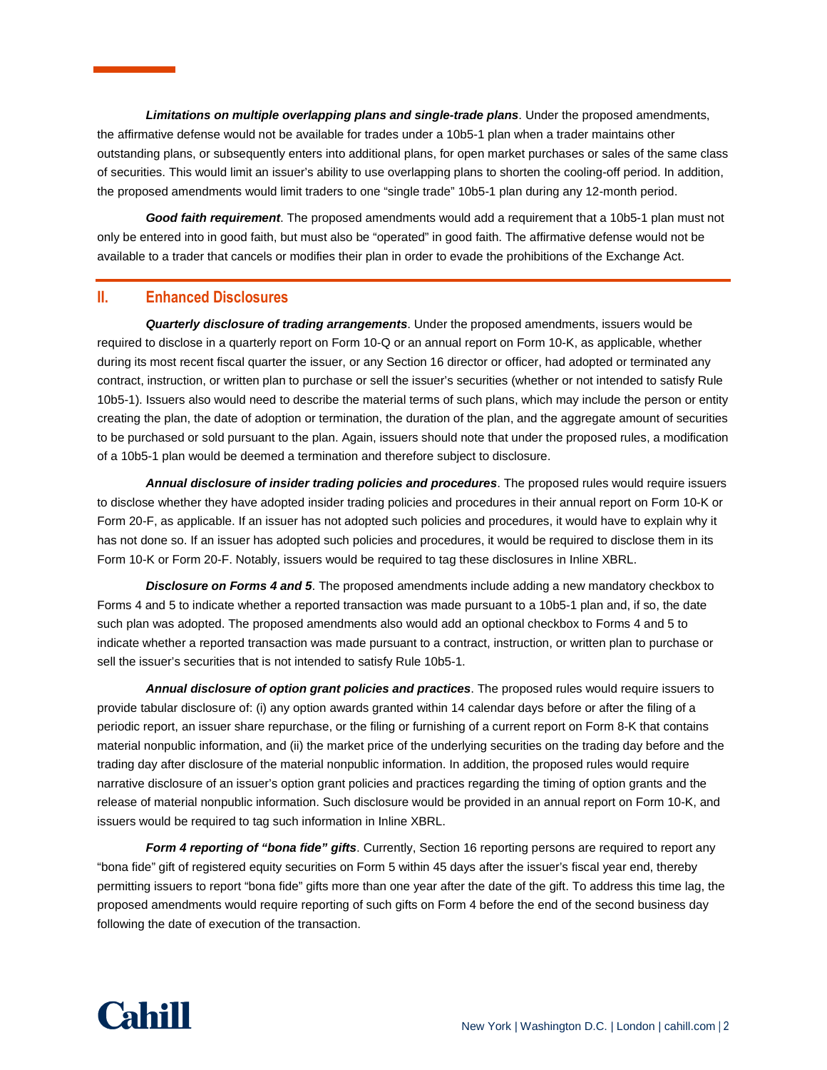***Limitations on multiple overlapping plans and single-trade plans***. Under the proposed amendments, the affirmative defense would not be available for trades under a 10b5-1 plan when a trader maintains other outstanding plans, or subsequently enters into additional plans, for open market purchases or sales of the same class of securities. This would limit an issuer's ability to use overlapping plans to shorten the cooling-off period. In addition, the proposed amendments would limit traders to one "single trade" 10b5-1 plan during any 12-month period.

***Good faith requirement***. The proposed amendments would add a requirement that a 10b5-1 plan must not only be entered into in good faith, but must also be "operated" in good faith. The affirmative defense would not be available to a trader that cancels or modifies their plan in order to evade the prohibitions of the Exchange Act.

## II. Enhanced Disclosures

***Quarterly disclosure of trading arrangements***. Under the proposed amendments, issuers would be required to disclose in a quarterly report on Form 10-Q or an annual report on Form 10-K, as applicable, whether during its most recent fiscal quarter the issuer, or any Section 16 director or officer, had adopted or terminated any contract, instruction, or written plan to purchase or sell the issuer's securities (whether or not intended to satisfy Rule 10b5-1). Issuers also would need to describe the material terms of such plans, which may include the person or entity creating the plan, the date of adoption or termination, the duration of the plan, and the aggregate amount of securities to be purchased or sold pursuant to the plan. Again, issuers should note that under the proposed rules, a modification of a 10b5-1 plan would be deemed a termination and therefore subject to disclosure.

***Annual disclosure of insider trading policies and procedures***. The proposed rules would require issuers to disclose whether they have adopted insider trading policies and procedures in their annual report on Form 10-K or Form 20-F, as applicable. If an issuer has not adopted such policies and procedures, it would have to explain why it has not done so. If an issuer has adopted such policies and procedures, it would be required to disclose them in its Form 10-K or Form 20-F. Notably, issuers would be required to tag these disclosures in Inline XBRL.

***Disclosure on Forms 4 and 5***. The proposed amendments include adding a new mandatory checkbox to Forms 4 and 5 to indicate whether a reported transaction was made pursuant to a 10b5-1 plan and, if so, the date such plan was adopted. The proposed amendments also would add an optional checkbox to Forms 4 and 5 to indicate whether a reported transaction was made pursuant to a contract, instruction, or written plan to purchase or sell the issuer's securities that is not intended to satisfy Rule 10b5-1.

***Annual disclosure of option grant policies and practices***. The proposed rules would require issuers to provide tabular disclosure of: (i) any option awards granted within 14 calendar days before or after the filing of a periodic report, an issuer share repurchase, or the filing or furnishing of a current report on Form 8-K that contains material nonpublic information, and (ii) the market price of the underlying securities on the trading day before and the trading day after disclosure of the material nonpublic information. In addition, the proposed rules would require narrative disclosure of an issuer's option grant policies and practices regarding the timing of option grants and the release of material nonpublic information. Such disclosure would be provided in an annual report on Form 10-K, and issuers would be required to tag such information in Inline XBRL.

***Form 4 reporting of "bona fide" gifts***. Currently, Section 16 reporting persons are required to report any "bona fide" gift of registered equity securities on Form 5 within 45 days after the issuer's fiscal year end, thereby permitting issuers to report "bona fide" gifts more than one year after the date of the gift. To address this time lag, the proposed amendments would require reporting of such gifts on Form 4 before the end of the second business day following the date of execution of the transaction.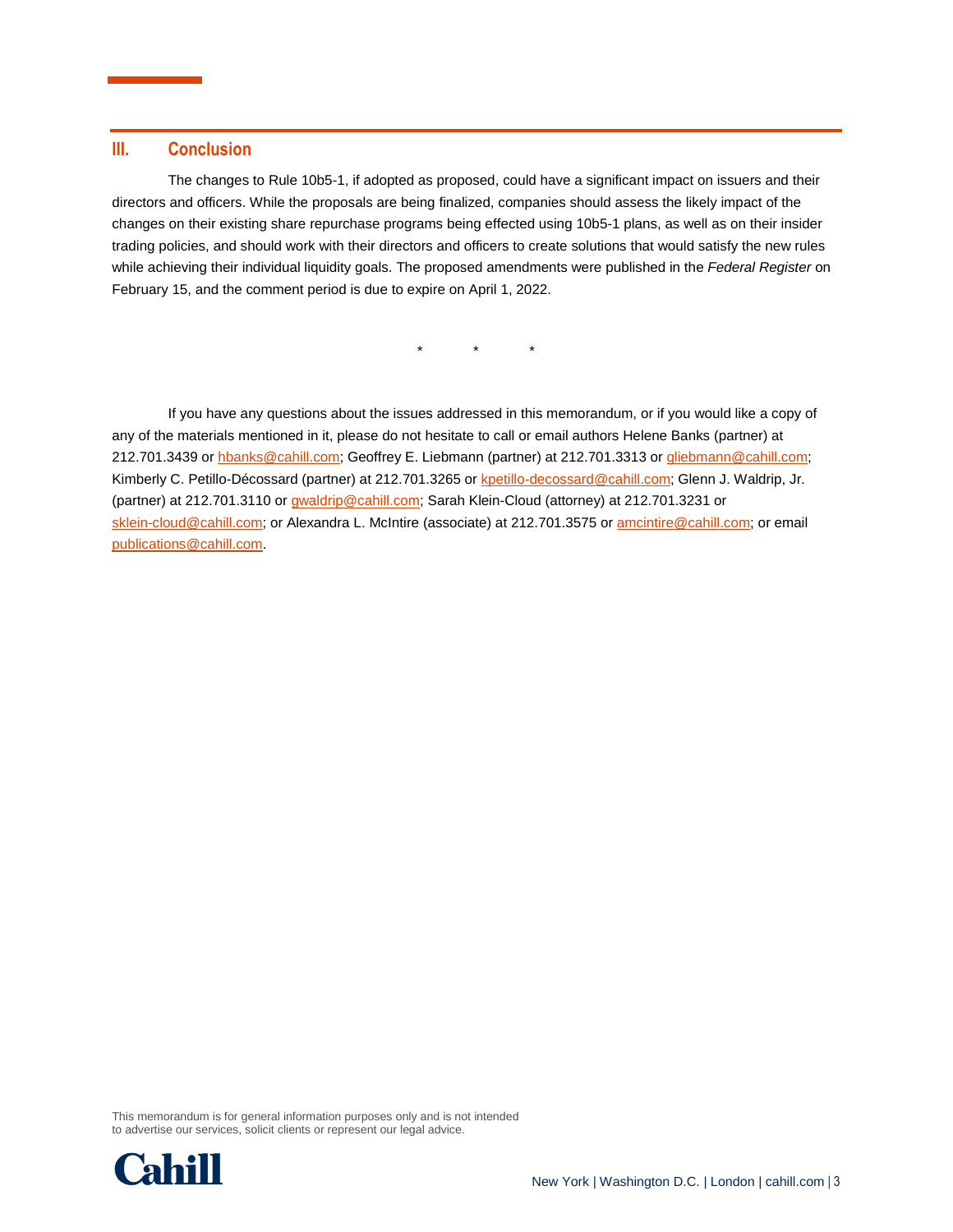## III. Conclusion

The changes to Rule 10b5-1, if adopted as proposed, could have a significant impact on issuers and their directors and officers. While the proposals are being finalized, companies should assess the likely impact of the changes on their existing share repurchase programs being effected using 10b5-1 plans, as well as on their insider trading policies, and should work with their directors and officers to create solutions that would satisfy the new rules while achieving their individual liquidity goals. The proposed amendments were published in the *Federal Register* on February 15, and the comment period is due to expire on April 1, 2022.

\*        \*        \*

If you have any questions about the issues addressed in this memorandum, or if you would like a copy of any of the materials mentioned in it, please do not hesitate to call or email authors Helene Banks (partner) at 212.701.3439 or hbanks@cahill.com; Geoffrey E. Liebmann (partner) at 212.701.3313 or gliebmann@cahill.com; Kimberly C. Petillo-Décossard (partner) at 212.701.3265 or kpetillo-decossard@cahill.com; Glenn J. Waldrip, Jr. (partner) at 212.701.3110 or gwaldrip@cahill.com; Sarah Klein-Cloud (attorney) at 212.701.3231 or sklein-cloud@cahill.com; or Alexandra L. McIntire (associate) at 212.701.3575 or amcintire@cahill.com; or email publications@cahill.com.

This memorandum is for general information purposes only and is not intended to advertise our services, solicit clients or represent our legal advice.